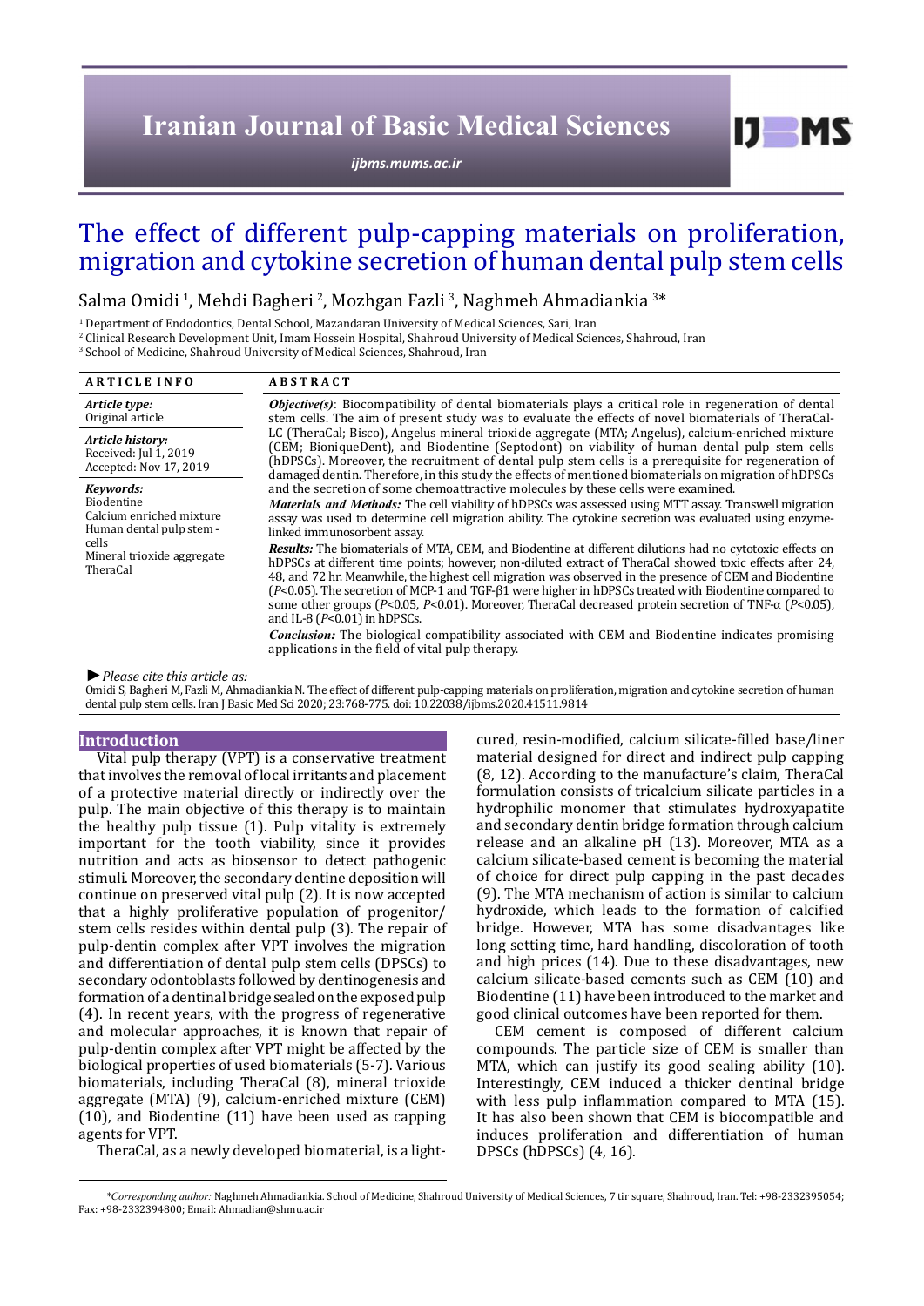# The effect of different pulp-capping materials on proliferation, migration and cytokine secretion of human dental pulp stem cells

Salma Omidi [1], Mehdi Bagheri [2], Mozhgan Fazli [3], Naghmeh Ahmadiankia [3]*

[1] Department of Endodontics, Dental School, Mazandaran University of Medical Sciences, Sari, Iran
[2] Clinical Research Development Unit, Imam Hossein Hospital, Shahroud University of Medical Sciences, Shahroud, Iran
[3] School of Medicine, Shahroud University of Medical Sciences, Shahroud, Iran

**ARTICLE INFO**

*Article type:*
Original article

*Article history:*
Received: Jul 1, 2019
Accepted: Nov 17, 2019

*Keywords:*
Biodentine
Calcium enriched mixture
Human dental pulp stem - cells
Mineral trioxide aggregate
TheraCal

**ABSTRACT**

***Objective(s)***: Biocompatibility of dental biomaterials plays a critical role in regeneration of dental stem cells. The aim of present study was to evaluate the effects of novel biomaterials of TheraCal-LC (TheraCal; Bisco), Angelus mineral trioxide aggregate (MTA; Angelus), calcium-enriched mixture (CEM; BioniqueDent), and Biodentine (Septodont) on viability of human dental pulp stem cells (hDPSCs). Moreover, the recruitment of dental pulp stem cells is a prerequisite for regeneration of damaged dentin. Therefore, in this study the effects of mentioned biomaterials on migration of hDPSCs and the secretion of some chemoattractive molecules by these cells were examined.

***Materials and Methods:*** The cell viability of hDPSCs was assessed using MTT assay. Transwell migration assay was used to determine cell migration ability. The cytokine secretion was evaluated using enzyme-linked immunosorbent assay.

***Results:*** The biomaterials of MTA, CEM, and Biodentine at different dilutions had no cytotoxic effects on hDPSCs at different time points; however, non-diluted extract of TheraCal showed toxic effects after 24, 48, and 72 hr. Meanwhile, the highest cell migration was observed in the presence of CEM and Biodentine ($P<0.05$). The secretion of MCP-1 and TGF-β1 were higher in hDPSCs treated with Biodentine compared to some other groups ($P<0.05$, $P<0.01$). Moreover, TheraCal decreased protein secretion of TNF-α ($P<0.05$), and IL-8 ($P<0.01$) in hDPSCs.

***Conclusion:*** The biological compatibility associated with CEM and Biodentine indicates promising applications in the field of vital pulp therapy.

► *Please cite this article as:*
Omidi S, Bagheri M, Fazli M, Ahmadiankia N. The effect of different pulp-capping materials on proliferation, migration and cytokine secretion of human dental pulp stem cells. Iran J Basic Med Sci 2020; 23:768-775. doi: 10.22038/ijbms.2020.41511.9814

## Introduction

Vital pulp therapy (VPT) is a conservative treatment that involves the removal of local irritants and placement of a protective material directly or indirectly over the pulp. The main objective of this therapy is to maintain the healthy pulp tissue (1). Pulp vitality is extremely important for the tooth viability, since it provides nutrition and acts as biosensor to detect pathogenic stimuli. Moreover, the secondary dentine deposition will continue on preserved vital pulp (2). It is now accepted that a highly proliferative population of progenitor/stem cells resides within dental pulp (3). The repair of pulp-dentin complex after VPT involves the migration and differentiation of dental pulp stem cells (DPSCs) to secondary odontoblasts followed by dentinogenesis and formation of a dentinal bridge sealed on the exposed pulp (4). In recent years, with the progress of regenerative and molecular approaches, it is known that repair of pulp-dentin complex after VPT might be affected by the biological properties of used biomaterials (5-7). Various biomaterials, including TheraCal (8), mineral trioxide aggregate (MTA) (9), calcium-enriched mixture (CEM) (10), and Biodentine (11) have been used as capping agents for VPT.

TheraCal, as a newly developed biomaterial, is a light-cured, resin-modified, calcium silicate-filled base/liner material designed for direct and indirect pulp capping (8, 12). According to the manufacture's claim, TheraCal formulation consists of tricalcium silicate particles in a hydrophilic monomer that stimulates hydroxyapatite and secondary dentin bridge formation through calcium release and an alkaline pH (13). Moreover, MTA as a calcium silicate-based cement is becoming the material of choice for direct pulp capping in the past decades (9). The MTA mechanism of action is similar to calcium hydroxide, which leads to the formation of calcified bridge. However, MTA has some disadvantages like long setting time, hard handling, discoloration of tooth and high prices (14). Due to these disadvantages, new calcium silicate-based cements such as CEM (10) and Biodentine (11) have been introduced to the market and good clinical outcomes have been reported for them.

CEM cement is composed of different calcium compounds. The particle size of CEM is smaller than MTA, which can justify its good sealing ability (10). Interestingly, CEM induced a thicker dentinal bridge with less pulp inflammation compared to MTA (15). It has also been shown that CEM is biocompatible and induces proliferation and differentiation of human DPSCs (hDPSCs) (4, 16).

*\*Corresponding author:* Naghmeh Ahmadiankia. School of Medicine, Shahroud University of Medical Sciences, 7 tir square, Shahroud, Iran. Tel: +98-2332395054; Fax: +98-2332394800; Email: Ahmadian@shmu.ac.ir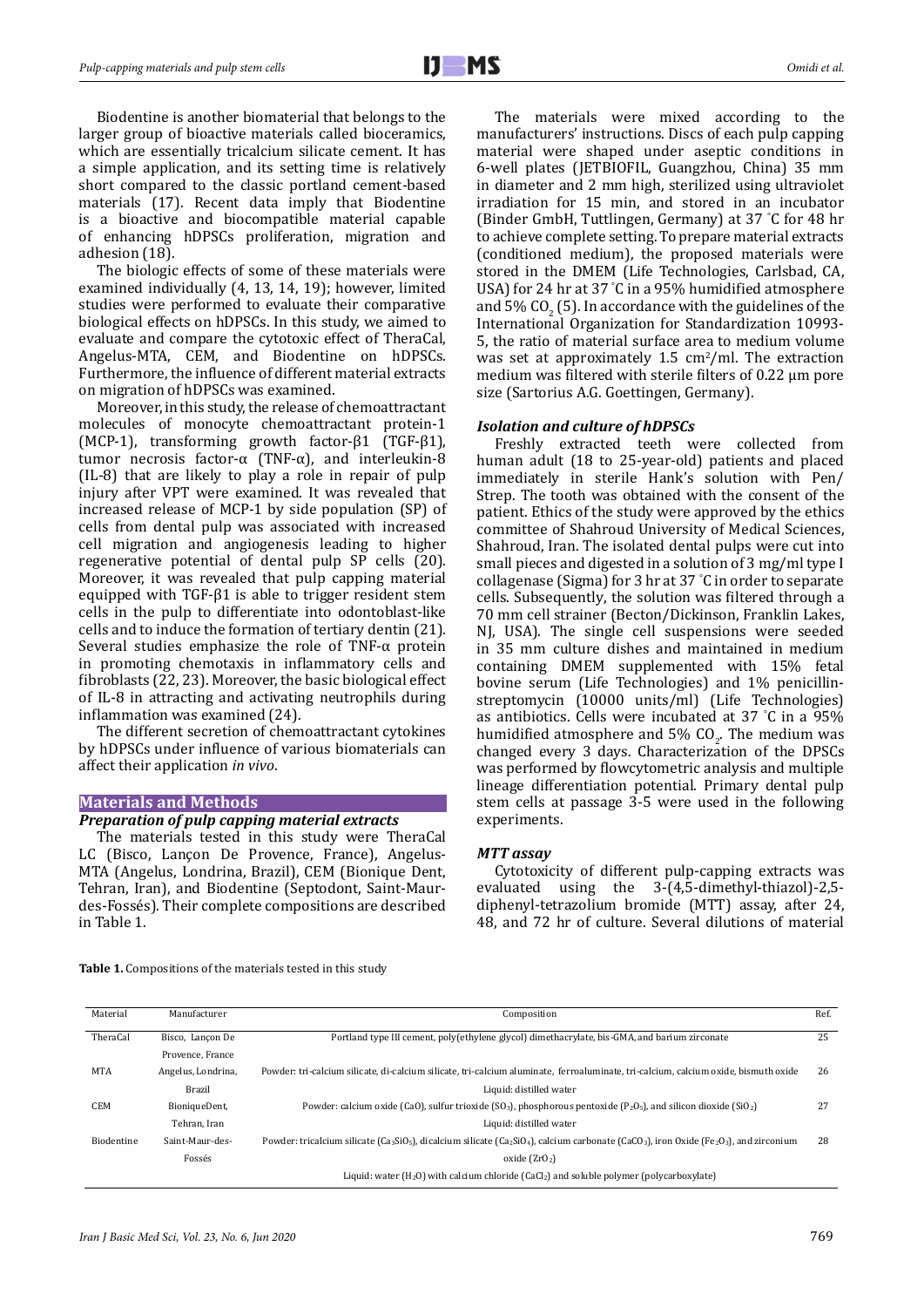Biodentine is another biomaterial that belongs to the larger group of bioactive materials called bioceramics, which are essentially tricalcium silicate cement. It has a simple application, and its setting time is relatively short compared to the classic portland cement-based materials (17). Recent data imply that Biodentine is a bioactive and biocompatible material capable of enhancing hDPSCs proliferation, migration and adhesion (18).

The biologic effects of some of these materials were examined individually (4, 13, 14, 19); however, limited studies were performed to evaluate their comparative biological effects on hDPSCs. In this study, we aimed to evaluate and compare the cytotoxic effect of TheraCal, Angelus-MTA, CEM, and Biodentine on hDPSCs. Furthermore, the influence of different material extracts on migration of hDPSCs was examined.

Moreover, in this study, the release of chemoattractant molecules of monocyte chemoattractant protein-1 (MCP-1), transforming growth factor-β1 (TGF-β1), tumor necrosis factor-α (TNF-α), and interleukin-8 (IL-8) that are likely to play a role in repair of pulp injury after VPT were examined. It was revealed that increased release of MCP-1 by side population (SP) of cells from dental pulp was associated with increased cell migration and angiogenesis leading to higher regenerative potential of dental pulp SP cells (20). Moreover, it was revealed that pulp capping material equipped with TGF-β1 is able to trigger resident stem cells in the pulp to differentiate into odontoblast-like cells and to induce the formation of tertiary dentin (21). Several studies emphasize the role of TNF-α protein in promoting chemotaxis in inflammatory cells and fibroblasts (22, 23). Moreover, the basic biological effect of IL-8 in attracting and activating neutrophils during inflammation was examined (24).

The different secretion of chemoattractant cytokines by hDPSCs under influence of various biomaterials can affect their application *in vivo*.

## Materials and Methods

### *Preparation of pulp capping material extracts*

The materials tested in this study were TheraCal LC (Bisco, Lançon De Provence, France), Angelus-MTA (Angelus, Londrina, Brazil), CEM (Bionique Dent, Tehran, Iran), and Biodentine (Septodont, Saint-Maur-des-Fossés). Their complete compositions are described in Table 1.

The materials were mixed according to the manufacturers' instructions. Discs of each pulp capping material were shaped under aseptic conditions in 6-well plates (JETBIOFIL, Guangzhou, China) 35 mm in diameter and 2 mm high, sterilized using ultraviolet irradiation for 15 min, and stored in an incubator (Binder GmbH, Tuttlingen, Germany) at 37 ˚C for 48 hr to achieve complete setting. To prepare material extracts (conditioned medium), the proposed materials were stored in the DMEM (Life Technologies, Carlsbad, CA, USA) for 24 hr at 37 ˚C in a 95% humidified atmosphere and 5% $CO_2$ (5). In accordance with the guidelines of the International Organization for Standardization 10993-5, the ratio of material surface area to medium volume was set at approximately 1.5 $cm^2$/ml. The extraction medium was filtered with sterile filters of 0.22 µm pore size (Sartorius A.G. Goettingen, Germany).

### *Isolation and culture of hDPSCs*

Freshly extracted teeth were collected from human adult (18 to 25-year-old) patients and placed immediately in sterile Hank's solution with Pen/Strep. The tooth was obtained with the consent of the patient. Ethics of the study were approved by the ethics committee of Shahroud University of Medical Sciences, Shahroud, Iran. The isolated dental pulps were cut into small pieces and digested in a solution of 3 mg/ml type I collagenase (Sigma) for 3 hr at 37 ˚C in order to separate cells. Subsequently, the solution was filtered through a 70 mm cell strainer (Becton/Dickinson, Franklin Lakes, NJ, USA). The single cell suspensions were seeded in 35 mm culture dishes and maintained in medium containing DMEM supplemented with 15% fetal bovine serum (Life Technologies) and 1% penicillin-streptomycin (10000 units/ml) (Life Technologies) as antibiotics. Cells were incubated at 37 ˚C in a 95% humidified atmosphere and 5% $CO_2$. The medium was changed every 3 days. Characterization of the DPSCs was performed by flowcytometric analysis and multiple lineage differentiation potential. Primary dental pulp stem cells at passage 3-5 were used in the following experiments.

### *MTT assay*

Cytotoxicity of different pulp-capping extracts was evaluated using the 3-(4,5-dimethyl-thiazol)-2,5-diphenyl-tetrazolium bromide (MTT) assay, after 24, 48, and 72 hr of culture. Several dilutions of material

**Table 1.** Compositions of the materials tested in this study

| Material | Manufacturer | Composition | Ref. |
|---|---|---|---|
| TheraCal | Bisco, Lançon De Provence, France | Portland type III cement, poly(ethylene glycol) dimethacrylate, bis-GMA, and barium zirconate | 25 |
| MTA | Angelus, Londrina, Brazil | Powder: tri-calcium silicate, di-calcium silicate, tri-calcium aluminate, ferroaluminate, tri-calcium, calcium oxide, bismuth oxide<br>Liquid: distilled water | 26 |
| CEM | BioniqueDent, Tehran, Iran | Powder: calcium oxide (CaO), sulfur trioxide ($SO_3$), phosphorous pentoxide ($P_2O_5$), and silicon dioxide ($SiO_2$)<br>Liquid: distilled water | 27 |
| Biodentine | Saint-Maur-des-Fossés | Powder: tricalcium silicate ($Ca_3SiO_5$), dicalcium silicate ($Ca_2SiO_4$), calcium carbonate ($CaCO_3$), iron Oxide ($Fe_2O_3$), and zirconium oxide ($ZrO_2$)<br>Liquid: water ($H_2O$) with calcium chloride ($CaCl_2$) and soluble polymer (polycarboxylate) | 28 |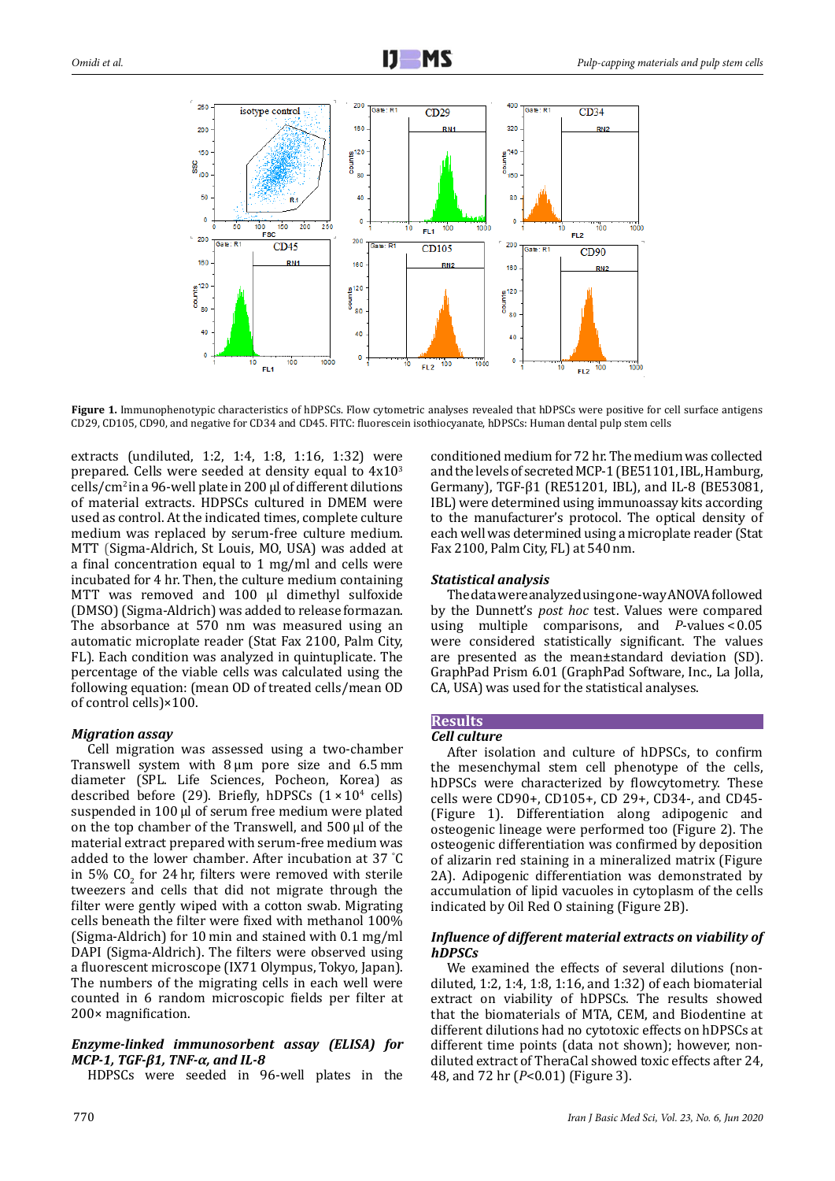**Figure 1.** Immunophenotypic characteristics of hDPSCs. Flow cytometric analyses revealed that hDPSCs were positive for cell surface antigens CD29, CD105, CD90, and negative for CD34 and CD45. FITC: fluorescein isothiocyanate, hDPSCs: Human dental pulp stem cells

extracts (undiluted, 1:2, 1:4, 1:8, 1:16, 1:32) were prepared. Cells were seeded at density equal to $4x10^3$ cells/cm$^2$ in a 96-well plate in 200 µl of different dilutions of material extracts. HDPSCs cultured in DMEM were used as control. At the indicated times, complete culture medium was replaced by serum-free culture medium. MTT (Sigma-Aldrich, St Louis, MO, USA) was added at a final concentration equal to 1 mg/ml and cells were incubated for 4 hr. Then, the culture medium containing MTT was removed and 100 µl dimethyl sulfoxide (DMSO) (Sigma-Aldrich) was added to release formazan. The absorbance at 570 nm was measured using an automatic microplate reader (Stat Fax 2100, Palm City, FL). Each condition was analyzed in quintuplicate. The percentage of the viable cells was calculated using the following equation: (mean OD of treated cells/mean OD of control cells)×100.

### *Migration assay*

Cell migration was assessed using a two-chamber Transwell system with 8 µm pore size and 6.5 mm diameter (SPL. Life Sciences, Pocheon, Korea) as described before (29). Briefly, hDPSCs ($1 \times 10^4$ cells) suspended in 100 µl of serum free medium were plated on the top chamber of the Transwell, and 500 µl of the material extract prepared with serum-free medium was added to the lower chamber. After incubation at 37 ˚C in 5% $CO_2$ for 24 hr, filters were removed with sterile tweezers and cells that did not migrate through the filter were gently wiped with a cotton swab. Migrating cells beneath the filter were fixed with methanol 100% (Sigma-Aldrich) for 10 min and stained with 0.1 mg/ml DAPI (Sigma-Aldrich). The filters were observed using a fluorescent microscope (IX71 Olympus, Tokyo, Japan). The numbers of the migrating cells in each well were counted in 6 random microscopic fields per filter at 200× magnification.

### *Enzyme-linked immunosorbent assay (ELISA) for MCP-1, TGF-β1, TNF-α, and IL-8*

HDPSCs were seeded in 96-well plates in the conditioned medium for 72 hr. The medium was collected and the levels of secreted MCP-1 (BE51101, IBL, Hamburg, Germany), TGF-β1 (RE51201, IBL), and IL-8 (BE53081, IBL) were determined using immunoassay kits according to the manufacturer's protocol. The optical density of each well was determined using a microplate reader (Stat Fax 2100, Palm City, FL) at 540 nm.

### *Statistical analysis*

The data were analyzed using one-way ANOVA followed by the Dunnett's *post hoc* test. Values were compared using multiple comparisons, and *P*-values < 0.05 were considered statistically significant. The values are presented as the mean±standard deviation (SD). GraphPad Prism 6.01 (GraphPad Software, Inc., La Jolla, CA, USA) was used for the statistical analyses.

## Results

### *Cell culture*

After isolation and culture of hDPSCs, to confirm the mesenchymal stem cell phenotype of the cells, hDPSCs were characterized by flowcytometry. These cells were CD90+, CD105+, CD 29+, CD34-, and CD45- (Figure 1). Differentiation along adipogenic and osteogenic lineage were performed too (Figure 2). The osteogenic differentiation was confirmed by deposition of alizarin red staining in a mineralized matrix (Figure 2A). Adipogenic differentiation was demonstrated by accumulation of lipid vacuoles in cytoplasm of the cells indicated by Oil Red O staining (Figure 2B).

### *Influence of different material extracts on viability of hDPSCs*

We examined the effects of several dilutions (non-diluted, 1:2, 1:4, 1:8, 1:16, and 1:32) of each biomaterial extract on viability of hDPSCs. The results showed that the biomaterials of MTA, CEM, and Biodentine at different dilutions had no cytotoxic effects on hDPSCs at different time points (data not shown); however, non-diluted extract of TheraCal showed toxic effects after 24, 48, and 72 hr ($P$<0.01) (Figure 3).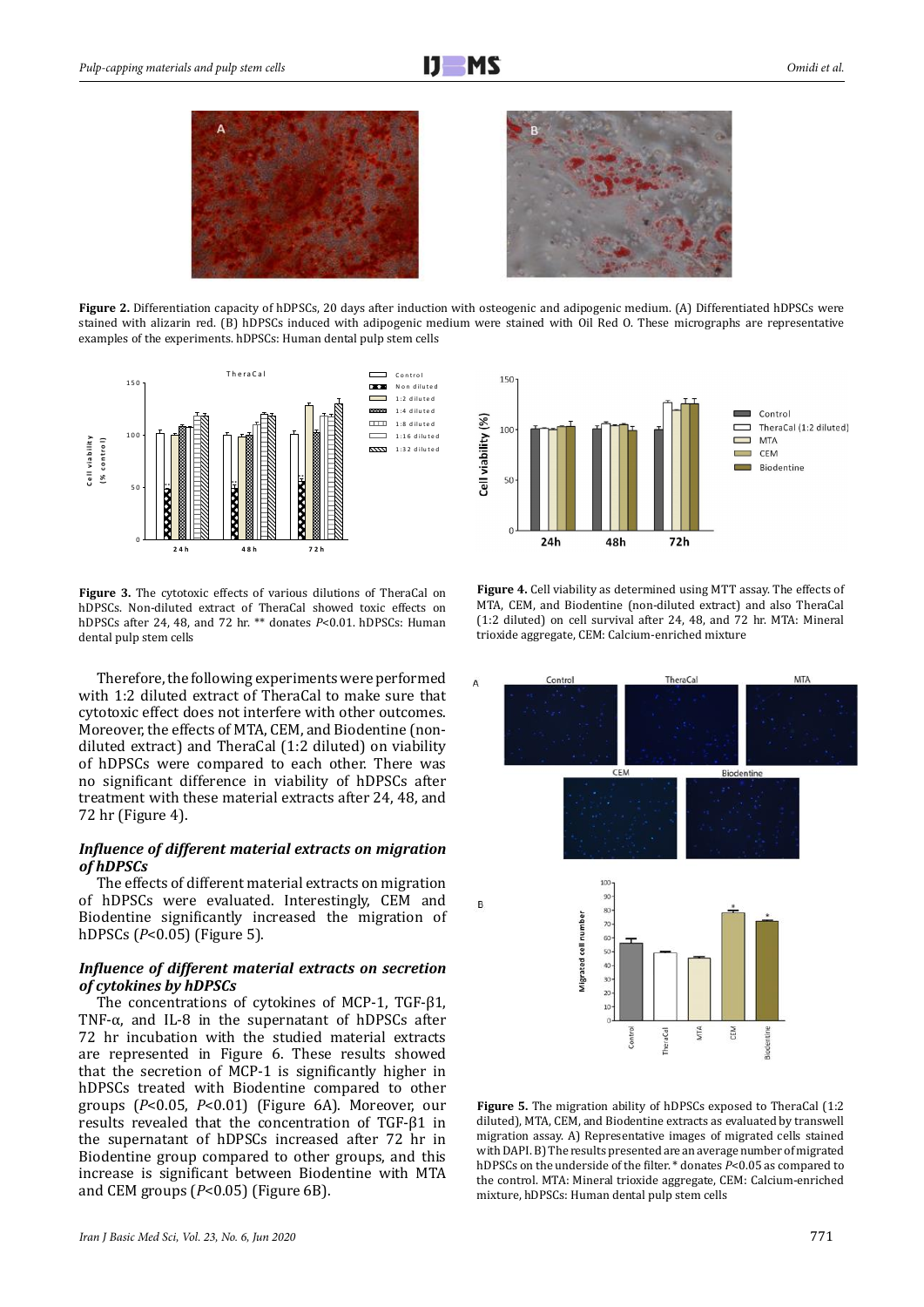**Figure 2.** Differentiation capacity of hDPSCs, 20 days after induction with osteogenic and adipogenic medium. (A) Differentiated hDPSCs were stained with alizarin red. (B) hDPSCs induced with adipogenic medium were stained with Oil Red O. These micrographs are representative examples of the experiments. hDPSCs: Human dental pulp stem cells

**Figure 3.** The cytotoxic effects of various dilutions of TheraCal on hDPSCs. Non-diluted extract of TheraCal showed toxic effects on hDPSCs after 24, 48, and 72 hr. ** donates $P<0.01$. hDPSCs: Human dental pulp stem cells

**Figure 4.** Cell viability as determined using MTT assay. The effects of MTA, CEM, and Biodentine (non-diluted extract) and also TheraCal (1:2 diluted) on cell survival after 24, 48, and 72 hr. MTA: Mineral trioxide aggregate, CEM: Calcium-enriched mixture

Therefore, the following experiments were performed with 1:2 diluted extract of TheraCal to make sure that cytotoxic effect does not interfere with other outcomes. Moreover, the effects of MTA, CEM, and Biodentine (non-diluted extract) and TheraCal (1:2 diluted) on viability of hDPSCs were compared to each other. There was no significant difference in viability of hDPSCs after treatment with these material extracts after 24, 48, and 72 hr (Figure 4).

### *Influence of different material extracts on migration of hDPSCs*

The effects of different material extracts on migration of hDPSCs were evaluated. Interestingly, CEM and Biodentine significantly increased the migration of hDPSCs ($P<0.05$) (Figure 5).

### *Influence of different material extracts on secretion of cytokines by hDPSCs*

The concentrations of cytokines of MCP-1, TGF-β1, TNF-α, and IL-8 in the supernatant of hDPSCs after 72 hr incubation with the studied material extracts are represented in Figure 6. These results showed that the secretion of MCP-1 is significantly higher in hDPSCs treated with Biodentine compared to other groups ($P<0.05$, $P<0.01$) (Figure 6A). Moreover, our results revealed that the concentration of TGF-β1 in the supernatant of hDPSCs increased after 72 hr in Biodentine group compared to other groups, and this increase is significant between Biodentine with MTA and CEM groups ($P<0.05$) (Figure 6B).

**Figure 5.** The migration ability of hDPSCs exposed to TheraCal (1:2 diluted), MTA, CEM, and Biodentine extracts as evaluated by transwell migration assay. A) Representative images of migrated cells stained with DAPI. B) The results presented are an average number of migrated hDPSCs on the underside of the filter. * donates $P<0.05$ as compared to the control. MTA: Mineral trioxide aggregate, CEM: Calcium-enriched mixture, hDPSCs: Human dental pulp stem cells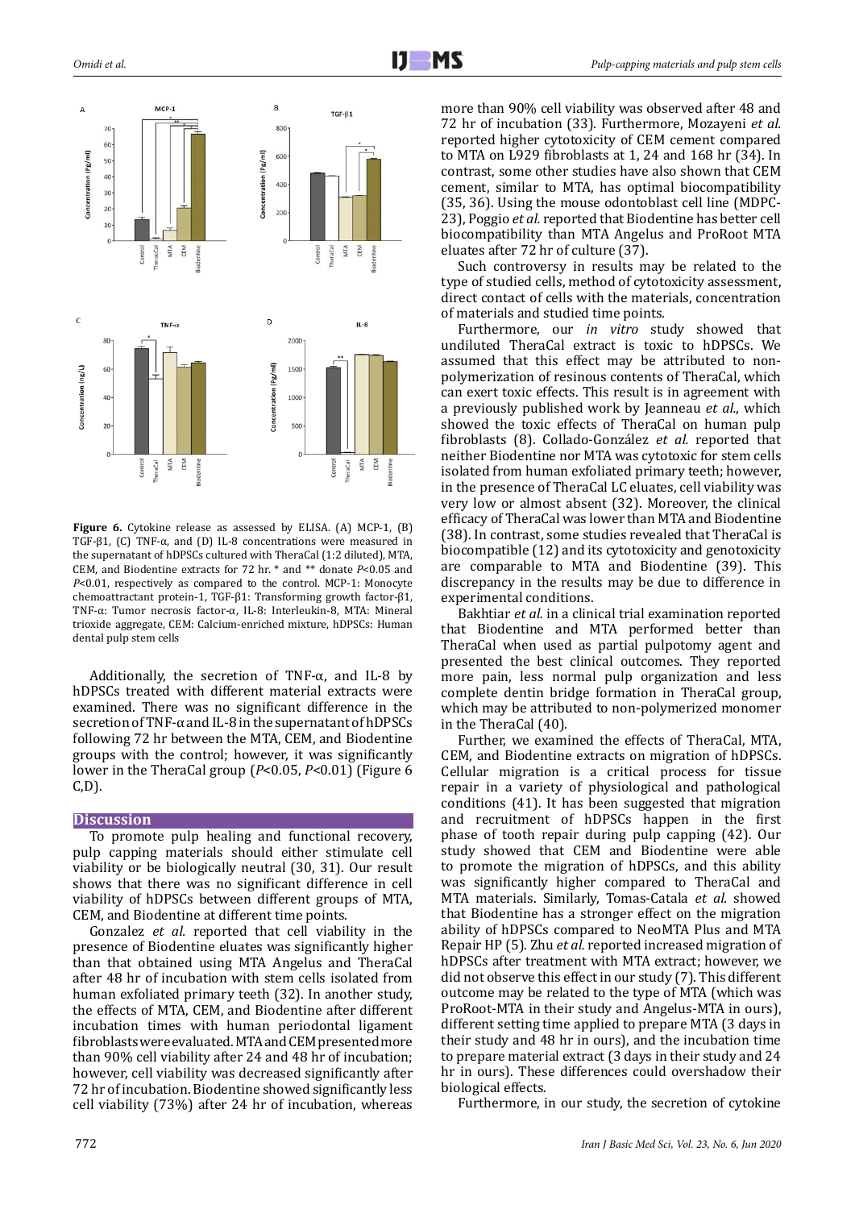**Figure 6.** Cytokine release as assessed by ELISA. (A) MCP-1, (B) TGF-β1, (C) TNF-α, and (D) IL-8 concentrations were measured in the supernatant of hDPSCs cultured with TheraCal (1:2 diluted), MTA, CEM, and Biodentine extracts for 72 hr. * and ** donate *P*<0.05 and *P*<0.01, respectively as compared to the control. MCP-1: Monocyte chemoattractant protein-1, TGF-β1: Transforming growth factor-β1, TNF-α: Tumor necrosis factor-α, IL-8: Interleukin-8, MTA: Mineral trioxide aggregate, CEM: Calcium-enriched mixture, hDPSCs: Human dental pulp stem cells

Additionally, the secretion of TNF-α, and IL-8 by hDPSCs treated with different material extracts were examined. There was no significant difference in the secretion of TNF-α and IL-8 in the supernatant of hDPSCs following 72 hr between the MTA, CEM, and Biodentine groups with the control; however, it was significantly lower in the TheraCal group (*P*<0.05, *P*<0.01) (Figure 6 C,D).

## Discussion

To promote pulp healing and functional recovery, pulp capping materials should either stimulate cell viability or be biologically neutral (30, 31). Our result shows that there was no significant difference in cell viability of hDPSCs between different groups of MTA, CEM, and Biodentine at different time points.

Gonzalez *et al.* reported that cell viability in the presence of Biodentine eluates was significantly higher than that obtained using MTA Angelus and TheraCal after 48 hr of incubation with stem cells isolated from human exfoliated primary teeth (32). In another study, the effects of MTA, CEM, and Biodentine after different incubation times with human periodontal ligament fibroblasts were evaluated. MTA and CEM presented more than 90% cell viability after 24 and 48 hr of incubation; however, cell viability was decreased significantly after 72 hr of incubation. Biodentine showed significantly less cell viability (73%) after 24 hr of incubation, whereas more than 90% cell viability was observed after 48 and 72 hr of incubation (33). Furthermore, Mozayeni *et al.* reported higher cytotoxicity of CEM cement compared to MTA on L929 fibroblasts at 1, 24 and 168 hr (34). In contrast, some other studies have also shown that CEM cement, similar to MTA, has optimal biocompatibility (35, 36). Using the mouse odontoblast cell line (MDPC-23), Poggio *et al.* reported that Biodentine has better cell biocompatibility than MTA Angelus and ProRoot MTA eluates after 72 hr of culture (37).

Such controversy in results may be related to the type of studied cells, method of cytotoxicity assessment, direct contact of cells with the materials, concentration of materials and studied time points.

Furthermore, our *in vitro* study showed that undiluted TheraCal extract is toxic to hDPSCs. We assumed that this effect may be attributed to non-polymerization of resinous contents of TheraCal, which can exert toxic effects. This result is in agreement with a previously published work by Jeanneau *et al.*, which showed the toxic effects of TheraCal on human pulp fibroblasts (8). Collado-González *et al.* reported that neither Biodentine nor MTA was cytotoxic for stem cells isolated from human exfoliated primary teeth; however, in the presence of TheraCal LC eluates, cell viability was very low or almost absent (32). Moreover, the clinical efficacy of TheraCal was lower than MTA and Biodentine (38). In contrast, some studies revealed that TheraCal is biocompatible (12) and its cytotoxicity and genotoxicity are comparable to MTA and Biodentine (39). This discrepancy in the results may be due to difference in experimental conditions.

Bakhtiar *et al.* in a clinical trial examination reported that Biodentine and MTA performed better than TheraCal when used as partial pulpotomy agent and presented the best clinical outcomes. They reported more pain, less normal pulp organization and less complete dentin bridge formation in TheraCal group, which may be attributed to non-polymerized monomer in the TheraCal (40).

Further, we examined the effects of TheraCal, MTA, CEM, and Biodentine extracts on migration of hDPSCs. Cellular migration is a critical process for tissue repair in a variety of physiological and pathological conditions (41). It has been suggested that migration and recruitment of hDPSCs happen in the first phase of tooth repair during pulp capping (42). Our study showed that CEM and Biodentine were able to promote the migration of hDPSCs, and this ability was significantly higher compared to TheraCal and MTA materials. Similarly, Tomas-Catala *et al.* showed that Biodentine has a stronger effect on the migration ability of hDPSCs compared to NeoMTA Plus and MTA Repair HP (5). Zhu *et al.* reported increased migration of hDPSCs after treatment with MTA extract; however, we did not observe this effect in our study (7). This different outcome may be related to the type of MTA (which was ProRoot-MTA in their study and Angelus-MTA in ours), different setting time applied to prepare MTA (3 days in their study and 48 hr in ours), and the incubation time to prepare material extract (3 days in their study and 24 hr in ours). These differences could overshadow their biological effects.

Furthermore, in our study, the secretion of cytokine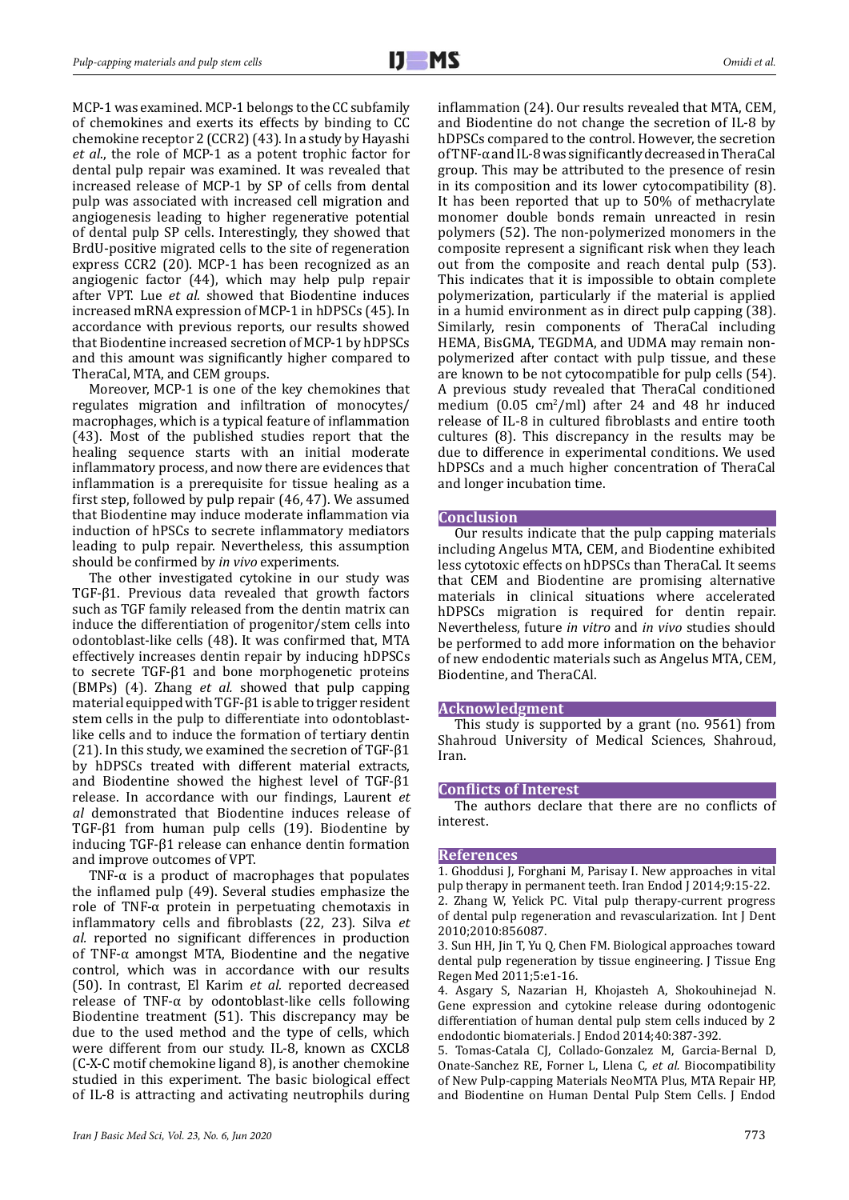MCP-1 was examined. MCP-1 belongs to the CC subfamily of chemokines and exerts its effects by binding to CC chemokine receptor 2 (CCR2) (43). In a study by Hayashi *et al*., the role of MCP-1 as a potent trophic factor for dental pulp repair was examined. It was revealed that increased release of MCP-1 by SP of cells from dental pulp was associated with increased cell migration and angiogenesis leading to higher regenerative potential of dental pulp SP cells. Interestingly, they showed that BrdU-positive migrated cells to the site of regeneration express CCR2 (20). MCP-1 has been recognized as an angiogenic factor (44), which may help pulp repair after VPT. Lue *et al.* showed that Biodentine induces increased mRNA expression of MCP-1 in hDPSCs (45). In accordance with previous reports, our results showed that Biodentine increased secretion of MCP-1 by hDPSCs and this amount was significantly higher compared to TheraCal, MTA, and CEM groups.

Moreover, MCP-1 is one of the key chemokines that regulates migration and infiltration of monocytes/macrophages, which is a typical feature of inflammation (43). Most of the published studies report that the healing sequence starts with an initial moderate inflammatory process, and now there are evidences that inflammation is a prerequisite for tissue healing as a first step, followed by pulp repair (46, 47). We assumed that Biodentine may induce moderate inflammation via induction of hPSCs to secrete inflammatory mediators leading to pulp repair. Nevertheless, this assumption should be confirmed by *in vivo* experiments.

The other investigated cytokine in our study was TGF-β1. Previous data revealed that growth factors such as TGF family released from the dentin matrix can induce the differentiation of progenitor/stem cells into odontoblast-like cells (48). It was confirmed that, MTA effectively increases dentin repair by inducing hDPSCs to secrete TGF-β1 and bone morphogenetic proteins (BMPs) (4). Zhang *et al.* showed that pulp capping material equipped with TGF-β1 is able to trigger resident stem cells in the pulp to differentiate into odontoblast-like cells and to induce the formation of tertiary dentin (21). In this study, we examined the secretion of TGF-β1 by hDPSCs treated with different material extracts, and Biodentine showed the highest level of TGF-β1 release. In accordance with our findings, Laurent *et al* demonstrated that Biodentine induces release of TGF-β1 from human pulp cells (19). Biodentine by inducing TGF-β1 release can enhance dentin formation and improve outcomes of VPT.

TNF-α is a product of macrophages that populates the inflamed pulp (49). Several studies emphasize the role of TNF-α protein in perpetuating chemotaxis in inflammatory cells and fibroblasts (22, 23). Silva *et al.* reported no significant differences in production of TNF-α amongst MTA, Biodentine and the negative control, which was in accordance with our results (50). In contrast, El Karim *et al.* reported decreased release of TNF-α by odontoblast-like cells following Biodentine treatment (51). This discrepancy may be due to the used method and the type of cells, which were different from our study. IL-8, known as CXCL8 (C-X-C motif chemokine ligand 8), is another chemokine studied in this experiment. The basic biological effect of IL-8 is attracting and activating neutrophils during inflammation (24). Our results revealed that MTA, CEM, and Biodentine do not change the secretion of IL-8 by hDPSCs compared to the control. However, the secretion of TNF-α and IL-8 was significantly decreased in TheraCal group. This may be attributed to the presence of resin in its composition and its lower cytocompatibility (8). It has been reported that up to 50% of methacrylate monomer double bonds remain unreacted in resin polymers (52). The non-polymerized monomers in the composite represent a significant risk when they leach out from the composite and reach dental pulp (53). This indicates that it is impossible to obtain complete polymerization, particularly if the material is applied in a humid environment as in direct pulp capping (38). Similarly, resin components of TheraCal including HEMA, BisGMA, TEGDMA, and UDMA may remain non-polymerized after contact with pulp tissue, and these are known to be not cytocompatible for pulp cells (54). A previous study revealed that TheraCal conditioned medium (0.05 $cm^2$/ml) after 24 and 48 hr induced release of IL-8 in cultured fibroblasts and entire tooth cultures (8). This discrepancy in the results may be due to difference in experimental conditions. We used hDPSCs and a much higher concentration of TheraCal and longer incubation time.

## Conclusion

Our results indicate that the pulp capping materials including Angelus MTA, CEM, and Biodentine exhibited less cytotoxic effects on hDPSCs than TheraCal. It seems that CEM and Biodentine are promising alternative materials in clinical situations where accelerated hDPSCs migration is required for dentin repair. Nevertheless, future *in vitro* and *in vivo* studies should be performed to add more information on the behavior of new endodontic materials such as Angelus MTA, CEM, Biodentine, and TheraCAl.

## Acknowledgment

This study is supported by a grant (no. 9561) from Shahroud University of Medical Sciences, Shahroud, Iran.

## Conflicts of Interest

The authors declare that there are no conflicts of interest.

## References

1. Ghoddusi J, Forghani M, Parisay I. New approaches in vital pulp therapy in permanent teeth. Iran Endod J 2014;9:15-22.
2. Zhang W, Yelick PC. Vital pulp therapy-current progress of dental pulp regeneration and revascularization. Int J Dent 2010;2010:856087.
3. Sun HH, Jin T, Yu Q, Chen FM. Biological approaches toward dental pulp regeneration by tissue engineering. J Tissue Eng Regen Med 2011;5:e1-16.
4. Asgary S, Nazarian H, Khojasteh A, Shokouhinejad N. Gene expression and cytokine release during odontogenic differentiation of human dental pulp stem cells induced by 2 endodontic biomaterials. J Endod 2014;40:387-392.
5. Tomas-Catala CJ, Collado-Gonzalez M, Garcia-Bernal D, Onate-Sanchez RE, Forner L, Llena C, *et al.* Biocompatibility of New Pulp-capping Materials NeoMTA Plus, MTA Repair HP, and Biodentine on Human Dental Pulp Stem Cells. J Endod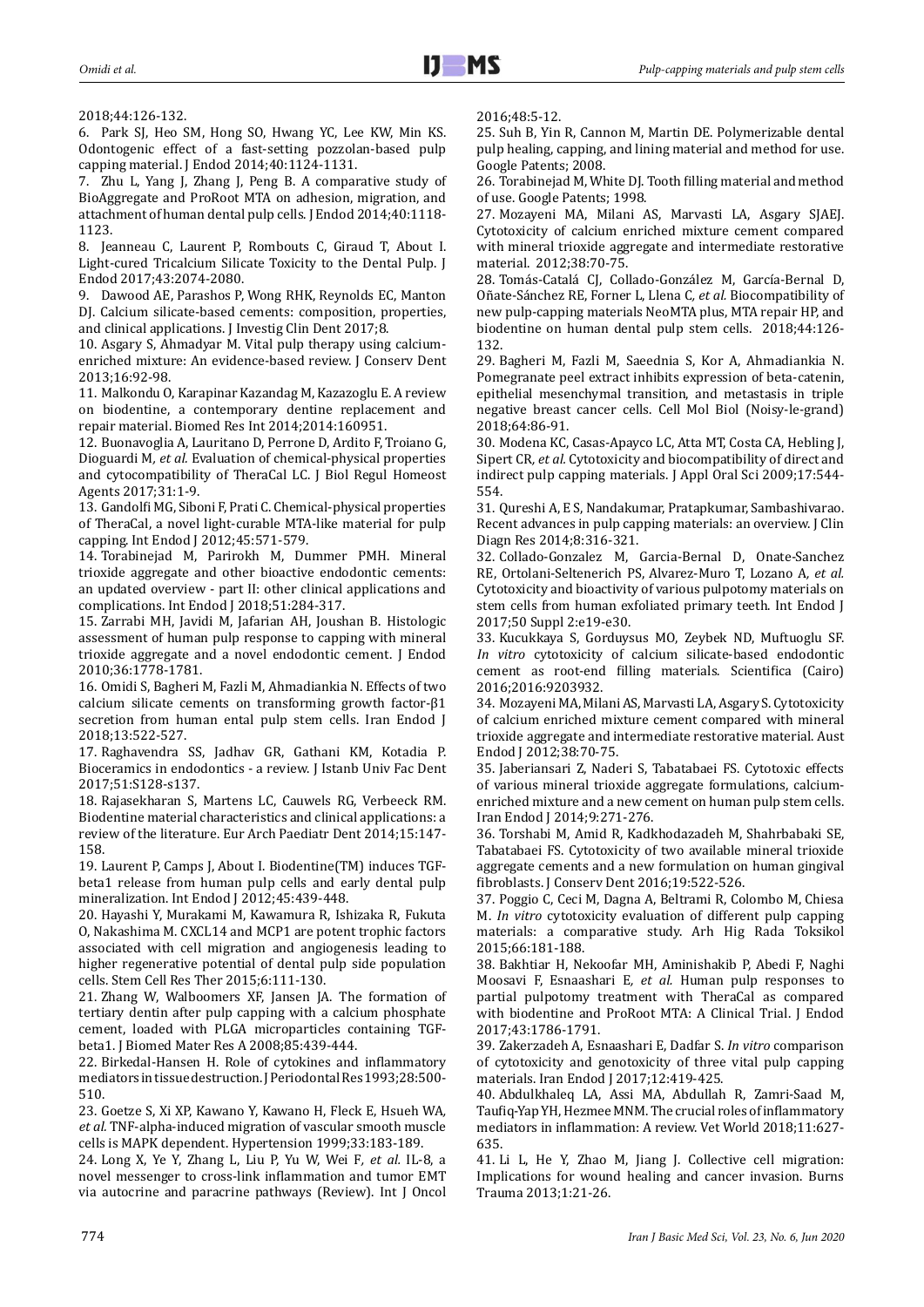2018;44:126-132.

6. Park SJ, Heo SM, Hong SO, Hwang YC, Lee KW, Min KS. Odontogenic effect of a fast-setting pozzolan-based pulp capping material. J Endod 2014;40:1124-1131.

7. Zhu L, Yang J, Zhang J, Peng B. A comparative study of BioAggregate and ProRoot MTA on adhesion, migration, and attachment of human dental pulp cells. J Endod 2014;40:1118-1123.

8. Jeanneau C, Laurent P, Rombouts C, Giraud T, About I. Light-cured Tricalcium Silicate Toxicity to the Dental Pulp. J Endod 2017;43:2074-2080.

9. Dawood AE, Parashos P, Wong RHK, Reynolds EC, Manton DJ. Calcium silicate-based cements: composition, properties, and clinical applications. J Investig Clin Dent 2017;8.

10. Asgary S, Ahmadyar M. Vital pulp therapy using calcium-enriched mixture: An evidence-based review. J Conserv Dent 2013;16:92-98.

11. Malkondu O, Karapinar Kazandag M, Kazazoglu E. A review on biodentine, a contemporary dentine replacement and repair material. Biomed Res Int 2014;2014:160951.

12. Buonavoglia A, Lauritano D, Perrone D, Ardito F, Troiano G, Dioguardi M, *et al.* Evaluation of chemical-physical properties and cytocompatibility of TheraCal LC. J Biol Regul Homeost Agents 2017;31:1-9.

13. Gandolfi MG, Siboni F, Prati C. Chemical-physical properties of TheraCal, a novel light-curable MTA-like material for pulp capping. Int Endod J 2012;45:571-579.

14. Torabinejad M, Parirokh M, Dummer PMH. Mineral trioxide aggregate and other bioactive endodontic cements: an updated overview - part II: other clinical applications and complications. Int Endod J 2018;51:284-317.

15. Zarrabi MH, Javidi M, Jafarian AH, Joushan B. Histologic assessment of human pulp response to capping with mineral trioxide aggregate and a novel endodontic cement. J Endod 2010;36:1778-1781.

16. Omidi S, Bagheri M, Fazli M, Ahmadiankia N. Effects of two calcium silicate cements on transforming growth factor-β1 secretion from human ental pulp stem cells. Iran Endod J 2018;13:522-527.

17. Raghavendra SS, Jadhav GR, Gathani KM, Kotadia P. Bioceramics in endodontics - a review. J Istanb Univ Fac Dent 2017;51:S128-s137.

18. Rajasekharan S, Martens LC, Cauwels RG, Verbeeck RM. Biodentine material characteristics and clinical applications: a review of the literature. Eur Arch Paediatr Dent 2014;15:147-158.

19. Laurent P, Camps J, About I. Biodentine(TM) induces TGF-beta1 release from human pulp cells and early dental pulp mineralization. Int Endod J 2012;45:439-448.

20. Hayashi Y, Murakami M, Kawamura R, Ishizaka R, Fukuta O, Nakashima M. CXCL14 and MCP1 are potent trophic factors associated with cell migration and angiogenesis leading to higher regenerative potential of dental pulp side population cells. Stem Cell Res Ther 2015;6:111-130.

21. Zhang W, Walboomers XF, Jansen JA. The formation of tertiary dentin after pulp capping with a calcium phosphate cement, loaded with PLGA microparticles containing TGF-beta1. J Biomed Mater Res A 2008;85:439-444.

22. Birkedal-Hansen H. Role of cytokines and inflammatory mediators in tissue destruction. J Periodontal Res 1993;28:500-510.

23. Goetze S, Xi XP, Kawano Y, Kawano H, Fleck E, Hsueh WA, *et al.* TNF-alpha-induced migration of vascular smooth muscle cells is MAPK dependent. Hypertension 1999;33:183-189.

24. Long X, Ye Y, Zhang L, Liu P, Yu W, Wei F, *et al.* IL-8, a novel messenger to cross-link inflammation and tumor EMT via autocrine and paracrine pathways (Review). Int J Oncol 2016;48:5-12.

25. Suh B, Yin R, Cannon M, Martin DE. Polymerizable dental pulp healing, capping, and lining material and method for use. Google Patents; 2008.

26. Torabinejad M, White DJ. Tooth filling material and method of use. Google Patents; 1998.

27. Mozayeni MA, Milani AS, Marvasti LA, Asgary SJAEJ. Cytotoxicity of calcium enriched mixture cement compared with mineral trioxide aggregate and intermediate restorative material. 2012;38:70-75.

28. Tomás-Catalá CJ, Collado-González M, García-Bernal D, Oñate-Sánchez RE, Forner L, Llena C, *et al.* Biocompatibility of new pulp-capping materials NeoMTA plus, MTA repair HP, and biodentine on human dental pulp stem cells. 2018;44:126-132.

29. Bagheri M, Fazli M, Saeednia S, Kor A, Ahmadiankia N. Pomegranate peel extract inhibits expression of beta-catenin, epithelial mesenchymal transition, and metastasis in triple negative breast cancer cells. Cell Mol Biol (Noisy-le-grand) 2018;64:86-91.

30. Modena KC, Casas-Apayco LC, Atta MT, Costa CA, Hebling J, Sipert CR, *et al.* Cytotoxicity and biocompatibility of direct and indirect pulp capping materials. J Appl Oral Sci 2009;17:544-554.

31. Qureshi A, E S, Nandakumar, Pratapkumar, Sambashivarao. Recent advances in pulp capping materials: an overview. J Clin Diagn Res 2014;8:316-321.

32. Collado-Gonzalez M, Garcia-Bernal D, Onate-Sanchez RE, Ortolani-Seltenerich PS, Alvarez-Muro T, Lozano A, *et al.* Cytotoxicity and bioactivity of various pulpotomy materials on stem cells from human exfoliated primary teeth. Int Endod J 2017;50 Suppl 2:e19-e30.

33. Kucukkaya S, Gorduysus MO, Zeybek ND, Muftuoglu SF. *In vitro* cytotoxicity of calcium silicate-based endodontic cement as root-end filling materials. Scientifica (Cairo) 2016;2016:9203932.

34. Mozayeni MA, Milani AS, Marvasti LA, Asgary S. Cytotoxicity of calcium enriched mixture cement compared with mineral trioxide aggregate and intermediate restorative material. Aust Endod J 2012;38:70-75.

35. Jaberiansari Z, Naderi S, Tabatabaei FS. Cytotoxic effects of various mineral trioxide aggregate formulations, calcium-enriched mixture and a new cement on human pulp stem cells. Iran Endod J 2014;9:271-276.

36. Torshabi M, Amid R, Kadkhodazadeh M, Shahrbabaki SE, Tabatabaei FS. Cytotoxicity of two available mineral trioxide aggregate cements and a new formulation on human gingival fibroblasts. J Conserv Dent 2016;19:522-526.

37. Poggio C, Ceci M, Dagna A, Beltrami R, Colombo M, Chiesa M. *In vitro* cytotoxicity evaluation of different pulp capping materials: a comparative study. Arh Hig Rada Toksikol 2015;66:181-188.

38. Bakhtiar H, Nekoofar MH, Aminishakib P, Abedi F, Naghi Moosavi F, Esnaashari E, *et al.* Human pulp responses to partial pulpotomy treatment with TheraCal as compared with biodentine and ProRoot MTA: A Clinical Trial. J Endod 2017;43:1786-1791.

39. Zakerzadeh A, Esnaashari E, Dadfar S. *In vitro* comparison of cytotoxicity and genotoxicity of three vital pulp capping materials. Iran Endod J 2017;12:419-425.

40. Abdulkhaleq LA, Assi MA, Abdullah R, Zamri-Saad M, Taufiq-Yap YH, Hezmee MNM. The crucial roles of inflammatory mediators in inflammation: A review. Vet World 2018;11:627-635.

41. Li L, He Y, Zhao M, Jiang J. Collective cell migration: Implications for wound healing and cancer invasion. Burns Trauma 2013;1:21-26.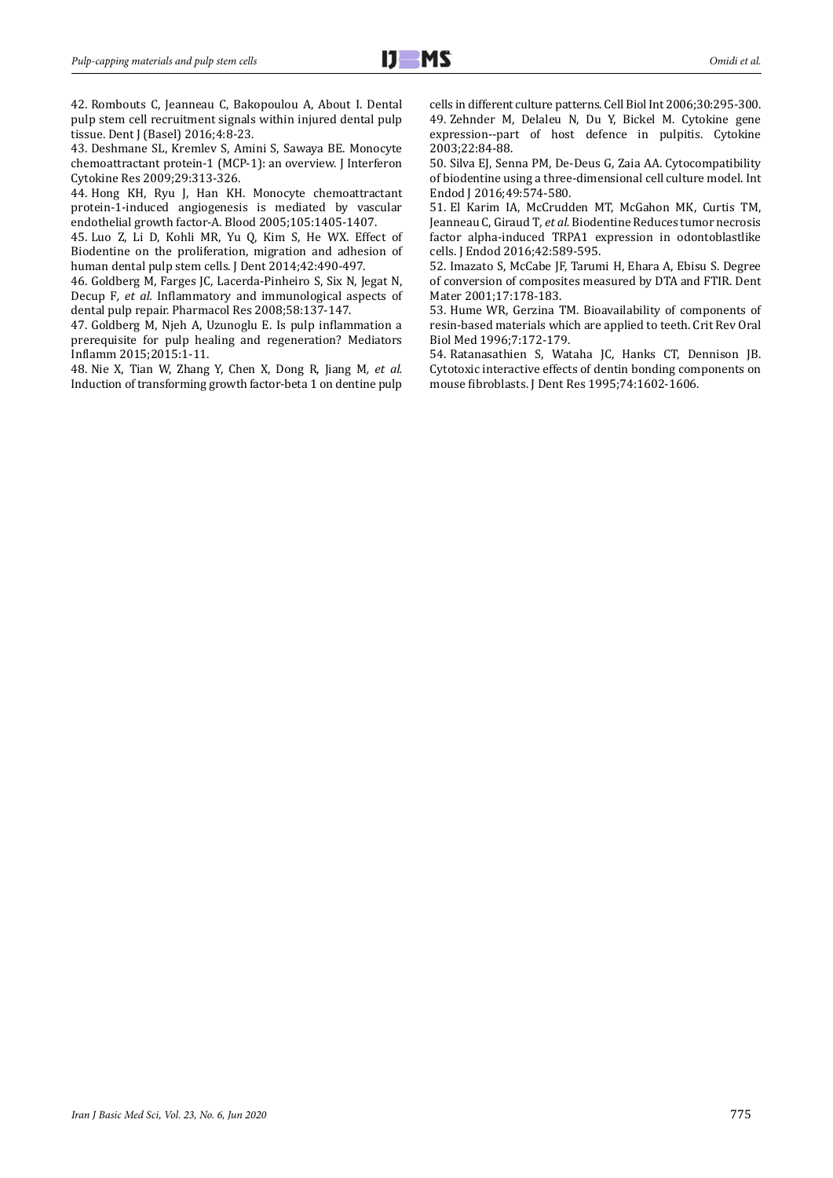42. Rombouts C, Jeanneau C, Bakopoulou A, About I. Dental pulp stem cell recruitment signals within injured dental pulp tissue. Dent J (Basel) 2016;4:8-23.

43. Deshmane SL, Kremlev S, Amini S, Sawaya BE. Monocyte chemoattractant protein-1 (MCP-1): an overview. J Interferon Cytokine Res 2009;29:313-326.

44. Hong KH, Ryu J, Han KH. Monocyte chemoattractant protein-1-induced angiogenesis is mediated by vascular endothelial growth factor-A. Blood 2005;105:1405-1407.

45. Luo Z, Li D, Kohli MR, Yu Q, Kim S, He WX. Effect of Biodentine on the proliferation, migration and adhesion of human dental pulp stem cells. J Dent 2014;42:490-497.

46. Goldberg M, Farges JC, Lacerda-Pinheiro S, Six N, Jegat N, Decup F, *et al.* Inflammatory and immunological aspects of dental pulp repair. Pharmacol Res 2008;58:137-147.

47. Goldberg M, Njeh A, Uzunoglu E. Is pulp inflammation a prerequisite for pulp healing and regeneration? Mediators Inflamm 2015;2015:1-11.

48. Nie X, Tian W, Zhang Y, Chen X, Dong R, Jiang M, *et al.* Induction of transforming growth factor-beta 1 on dentine pulp cells in different culture patterns. Cell Biol Int 2006;30:295-300.

49. Zehnder M, Delaleu N, Du Y, Bickel M. Cytokine gene expression--part of host defence in pulpitis. Cytokine 2003;22:84-88.

50. Silva EJ, Senna PM, De-Deus G, Zaia AA. Cytocompatibility of biodentine using a three-dimensional cell culture model. Int Endod J 2016;49:574-580.

51. El Karim IA, McCrudden MT, McGahon MK, Curtis TM, Jeanneau C, Giraud T, *et al.* Biodentine Reduces tumor necrosis factor alpha-induced TRPA1 expression in odontoblastlike cells. J Endod 2016;42:589-595.

52. Imazato S, McCabe JF, Tarumi H, Ehara A, Ebisu S. Degree of conversion of composites measured by DTA and FTIR. Dent Mater 2001;17:178-183.

53. Hume WR, Gerzina TM. Bioavailability of components of resin-based materials which are applied to teeth. Crit Rev Oral Biol Med 1996;7:172-179.

54. Ratanasathien S, Wataha JC, Hanks CT, Dennison JB. Cytotoxic interactive effects of dentin bonding components on mouse fibroblasts. J Dent Res 1995;74:1602-1606.